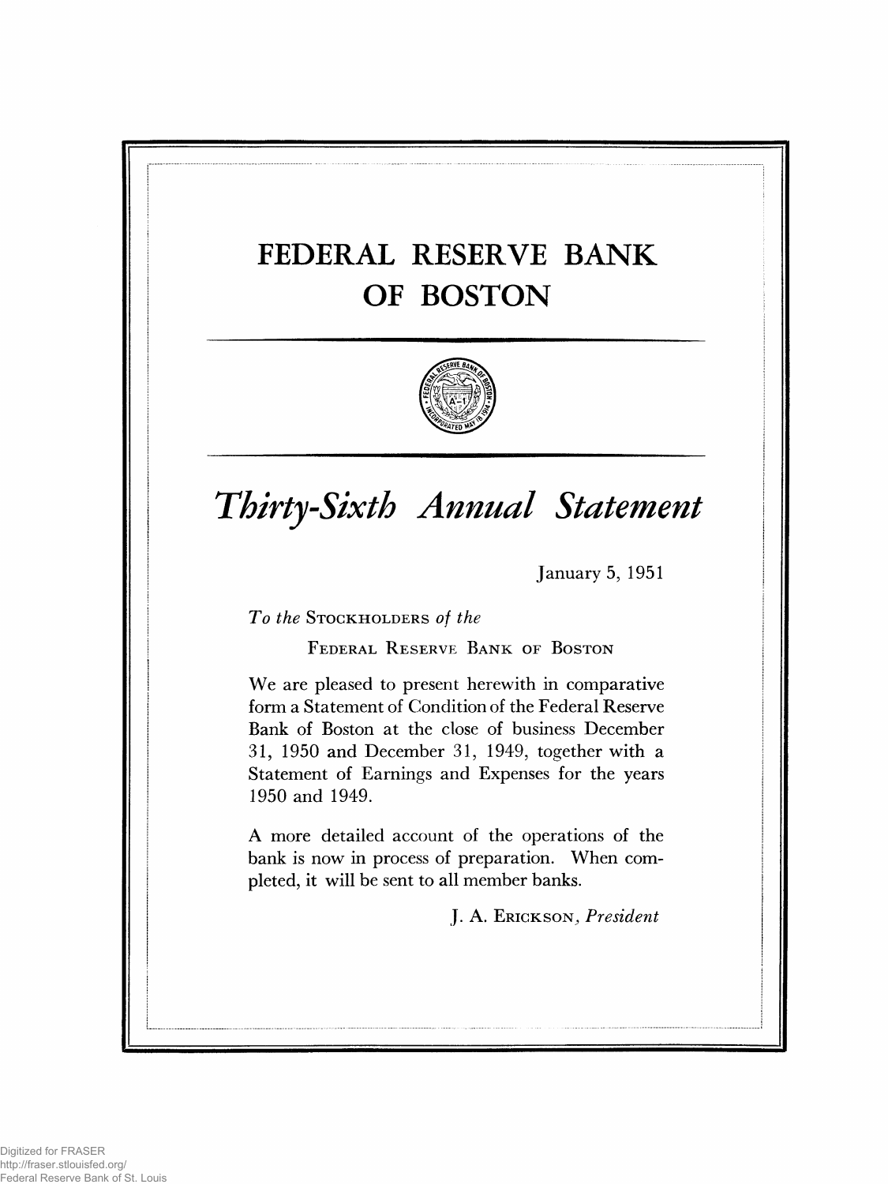# FEDERAL RESERVE BANK OF BOSTON

## *Thirty-Sixth Annual Statement*

January 5, 1951

*To the* STOCKHOLDERS *of the*

FEDERAL RESERVE BANK OF BOSTON

We are pleased to present herewith in comparative form a Statement of Condition of the Federal Reserve Bank of Boston at the close of business December 31, 1950 and December 31, 1949, together with a Statement of Earnings and Expenses for the years 1950 and 1949.

A more detailed account of the operations of the bank is now in process of preparation. When completed, it will be sent to all member banks.

J. A. ERICKSON, *President*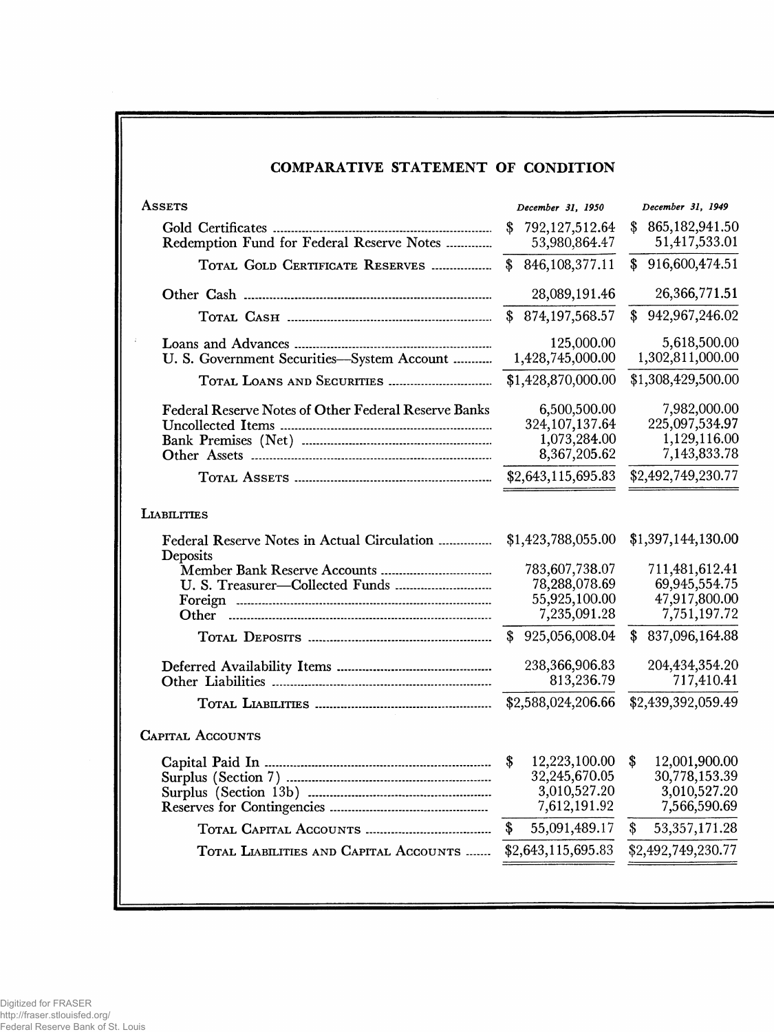## COMPARATIVE STATEMENT OF CONDITION

| ASSETS | *December 31, 1950* | *December 31, 1949* |
|---|---|---|
| Gold Certificates | $ 792,127,512.64 | $ 865,182,941.50 |
| Redemption Fund for Federal Reserve Notes | 53,980,864.47 | 51,417,533.01 |
| TOTAL GOLD CERTIFICATE RESERVES | $ 846,108,377.11 | $ 916,600,474.51 |
| Other Cash | 28,089,191.46 | 26,366,771.51 |
| TOTAL CASH | $ 874,197,568.57 | $ 942,967,246.02 |
| Loans and Advances | 125,000.00 | 5,618,500.00 |
| U. S. Government Securities—System Account | 1,428,745,000.00 | 1,302,811,000.00 |
| TOTAL LOANS AND SECURITIES | $1,428,870,000.00 | $1,308,429,500.00 |
| Federal Reserve Notes of Other Federal Reserve Banks | 6,500,500.00 | 7,982,000.00 |
| Uncollected Items | 324,107,137.64 | 225,097,534.97 |
| Bank Premises (Net) | 1,073,284.00 | 1,129,116.00 |
| Other Assets | 8,367,205.62 | 7,143,833.78 |
| TOTAL ASSETS | $2,643,115,695.83 | $2,492,749,230.77 |
| **LIABILITIES** | | |
| Federal Reserve Notes in Actual Circulation | $1,423,788,055.00 | $1,397,144,130.00 |
| Deposits | | |
| Member Bank Reserve Accounts | 783,607,738.07 | 711,481,612.41 |
| U. S. Treasurer—Collected Funds | 78,288,078.69 | 69,945,554.75 |
| Foreign | 55,925,100.00 | 47,917,800.00 |
| Other | 7,235,091.28 | 7,751,197.72 |
| TOTAL DEPOSITS | $ 925,056,008.04 | $ 837,096,164.88 |
| Deferred Availability Items | 238,366,906.83 | 204,434,354.20 |
| Other Liabilities | 813,236.79 | 717,410.41 |
| TOTAL LIABILITIES | $2,588,024,206.66 | $2,439,392,059.49 |
| **CAPITAL ACCOUNTS** | | |
| Capital Paid In | $ 12,223,100.00 | $ 12,001,900.00 |
| Surplus (Section 7) | 32,245,670.05 | 30,778,153.39 |
| Surplus (Section 13b) | 3,010,527.20 | 3,010,527.20 |
| Reserves for Contingencies | 7,612,191.92 | 7,566,590.69 |
| TOTAL CAPITAL ACCOUNTS | $ 55,091,489.17 | $ 53,357,171.28 |
| TOTAL LIABILITIES AND CAPITAL ACCOUNTS | $2,643,115,695.83 | $2,492,749,230.77 |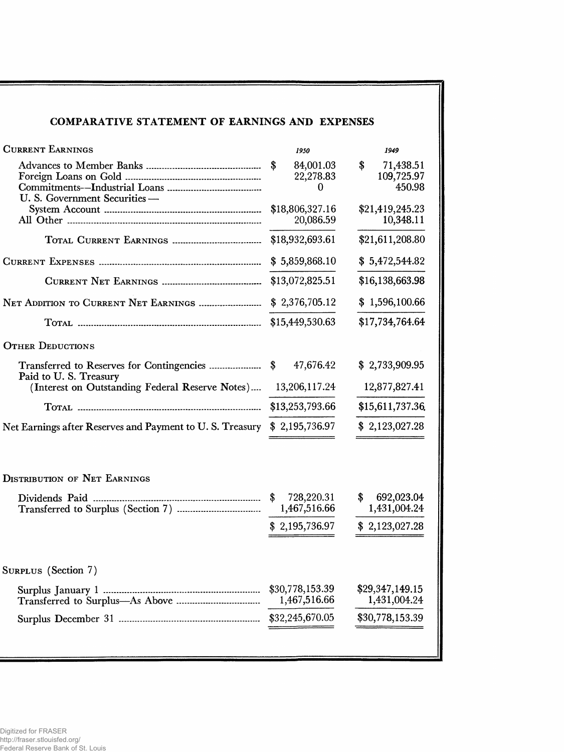## COMPARATIVE STATEMENT OF EARNINGS AND EXPENSES

| CURRENT EARNINGS | 1950 | 1949 |
|---|---|---|
| Advances to Member Banks | $ 84,001.03 | $ 71,438.51 |
| Foreign Loans on Gold | 22,278.83 | 109,725.97 |
| Commitments—Industrial Loans | 0 | 450.98 |
| U. S. Government Securities — | | |
| System Account | $18,806,327.16 | $21,419,245.23 |
| All Other | 20,086.59 | 10,348.11 |
| TOTAL CURRENT EARNINGS | $18,932,693.61 | $21,611,208.80 |
| CURRENT EXPENSES | $ 5,859,868.10 | $ 5,472,544.82 |
| CURRENT NET EARNINGS | $13,072,825.51 | $16,138,663.98 |
| NET ADDITION TO CURRENT NET EARNINGS | $ 2,376,705.12 | $ 1,596,100.66 |
| TOTAL | $15,449,530.63 | $17,734,764.64 |
| OTHER DEDUCTIONS | | |
| Transferred to Reserves for Contingencies | $ 47,676.42 | $ 2,733,909.95 |
| Paid to U. S. Treasury (Interest on Outstanding Federal Reserve Notes) | 13,206,117.24 | 12,877,827.41 |
| TOTAL | $13,253,793.66 | $15,611,737.36 |
| Net Earnings after Reserves and Payment to U. S. Treasury | $ 2,195,736.97 | $ 2,123,027.28 |

| DISTRIBUTION OF NET EARNINGS | 1950 | 1949 |
|---|---|---|
| Dividends Paid | $ 728,220.31 | $ 692,023.04 |
| Transferred to Surplus (Section 7) | 1,467,516.66 | 1,431,004.24 |
| | $ 2,195,736.97 | $ 2,123,027.28 |

| SURPLUS (Section 7) | 1950 | 1949 |
|---|---|---|
| Surplus January 1 | $30,778,153.39 | $29,347,149.15 |
| Transferred to Surplus—As Above | 1,467,516.66 | 1,431,004.24 |
| Surplus December 31 | $32,245,670.05 | $30,778,153.39 |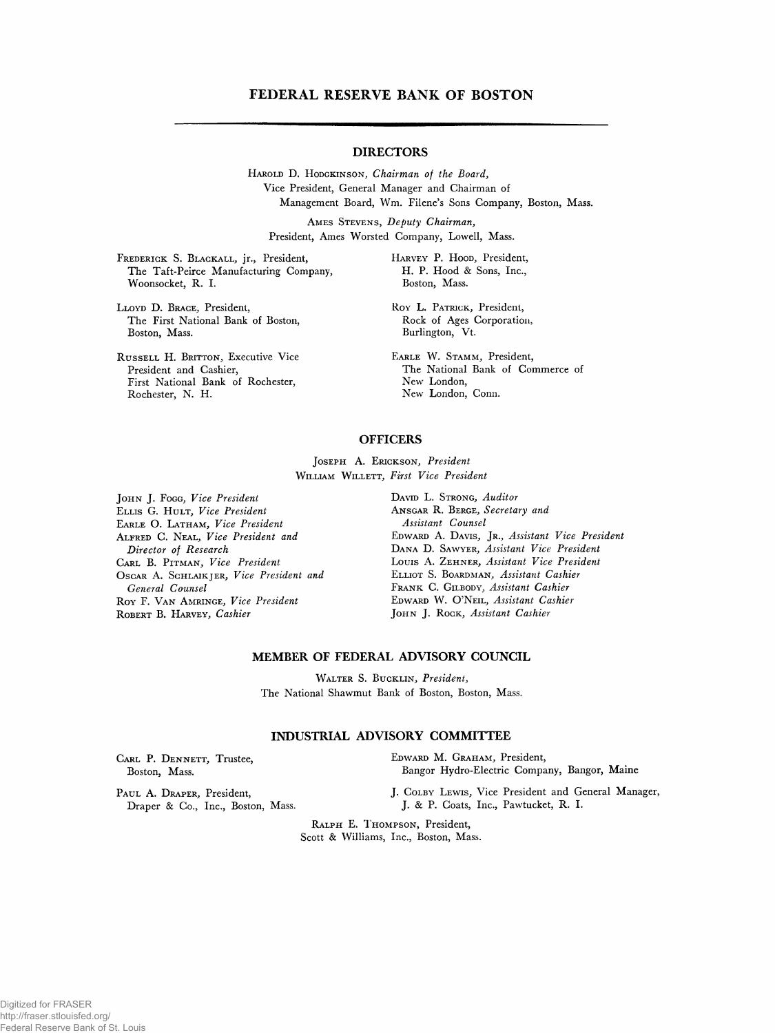# FEDERAL RESERVE BANK OF BOSTON

## DIRECTORS

HAROLD D. HODGKINSON, *Chairman of the Board,*
Vice President, General Manager and Chairman of
Management Board, Wm. Filene's Sons Company, Boston, Mass.

AMES STEVENS, *Deputy Chairman,*
President, Ames Worsted Company, Lowell, Mass.

FREDERICK S. BLACKALL, jr., President,
The Taft-Peirce Manufacturing Company,
Woonsocket, R. I.

LLOYD D. BRACE, President,
The First National Bank of Boston,
Boston, Mass.

RUSSELL H. BRITTON, Executive Vice
President and Cashier,
First National Bank of Rochester,
Rochester, N. H.

HARVEY P. HOOD, President,
H. P. Hood & Sons, Inc.,
Boston, Mass.

ROY L. PATRICK, President,
Rock of Ages Corporation,
Burlington, Vt.

EARLE W. STAMM, President,
The National Bank of Commerce of
New London,
New London, Conn.

## OFFICERS

JOSEPH A. ERICKSON, *President*
WILLIAM WILLETT, *First Vice President*

JOHN J. FOGG, *Vice President*
ELLIS G. HULT, *Vice President*
EARLE O. LATHAM, *Vice President*
ALFRED C. NEAL, *Vice President and Director of Research*
CARL B. PITMAN, *Vice President*
OSCAR A. SCHLAIKJER, *Vice President and General Counsel*
ROY F. VAN AMRINGE, *Vice President*
ROBERT B. HARVEY, *Cashier*

DAVID L. STRONG, *Auditor*
ANSGAR R. BERGE, *Secretary and Assistant Counsel*
EDWARD A. DAVIS, JR., *Assistant Vice President*
DANA D. SAWYER, *Assistant Vice President*
LOUIS A. ZEHNER, *Assistant Vice President*
ELLIOT S. BOARDMAN, *Assistant Cashier*
FRANK C. GILBODY, *Assistant Cashier*
EDWARD W. O'NEIL, *Assistant Cashier*
JOHN J. ROCK, *Assistant Cashier*

## MEMBER OF FEDERAL ADVISORY COUNCIL

WALTER S. BUCKLIN, *President,*
The National Shawmut Bank of Boston, Boston, Mass.

## INDUSTRIAL ADVISORY COMMITTEE

CARL P. DENNETT, Trustee,
Boston, Mass.

PAUL A. DRAPER, President,
Draper & Co., Inc., Boston, Mass.

EDWARD M. GRAHAM, President,
Bangor Hydro-Electric Company, Bangor, Maine

J. COLBY LEWIS, Vice President and General Manager,
J. & P. Coats, Inc., Pawtucket, R. I.

RALPH E. THOMPSON, President,
Scott & Williams, Inc., Boston, Mass.